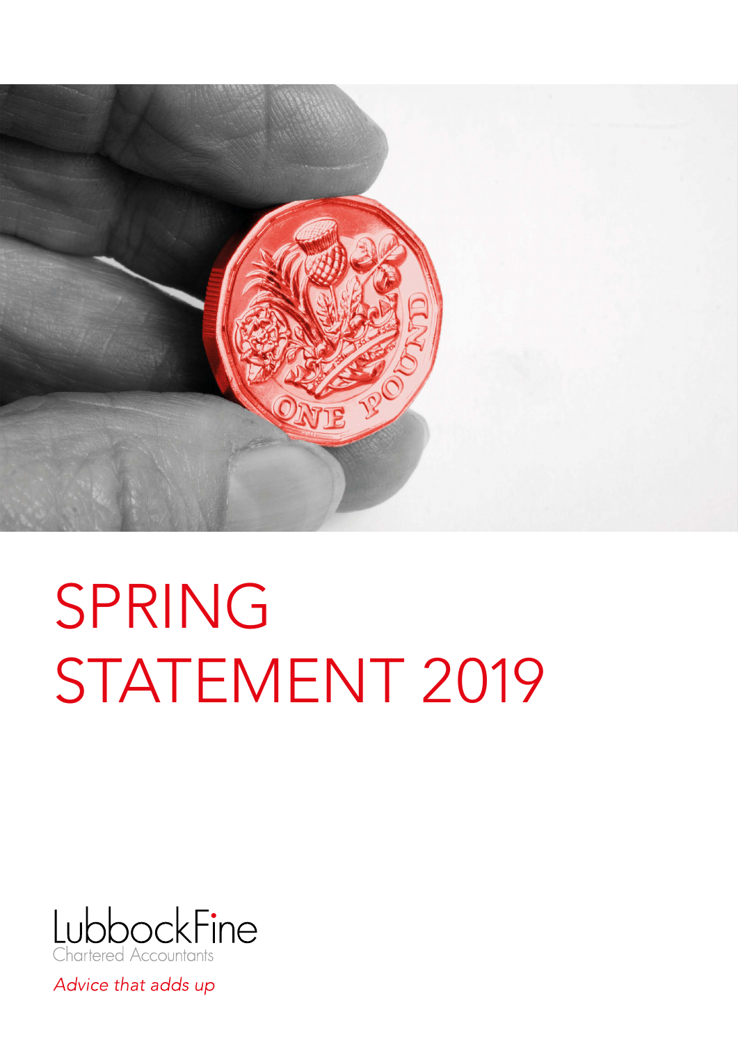# SPRING STATEMENT 2019

LubbockFine
Chartered Accountants

*Advice that adds up*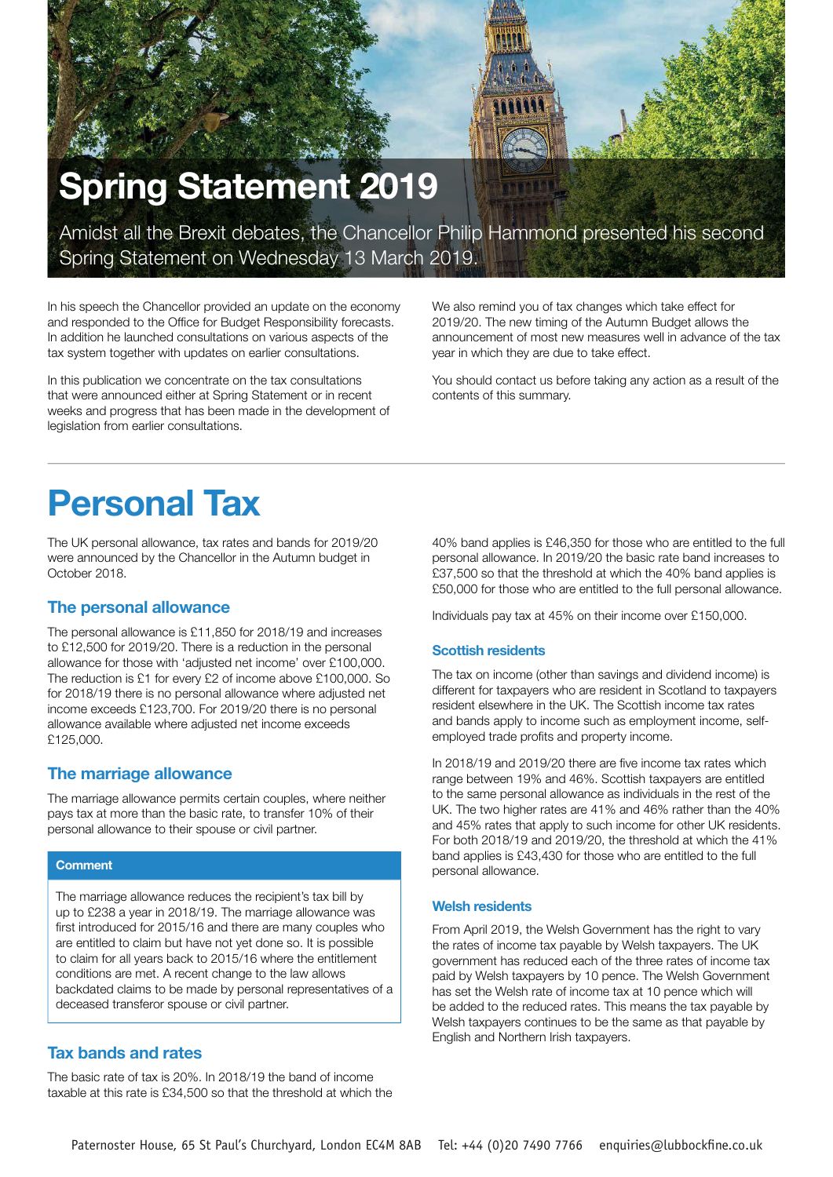# Spring Statement 2019

Amidst all the Brexit debates, the Chancellor Philip Hammond presented his second Spring Statement on Wednesday 13 March 2019.

In his speech the Chancellor provided an update on the economy and responded to the Office for Budget Responsibility forecasts. In addition he launched consultations on various aspects of the tax system together with updates on earlier consultations.

In this publication we concentrate on the tax consultations that were announced either at Spring Statement or in recent weeks and progress that has been made in the development of legislation from earlier consultations.

We also remind you of tax changes which take effect for 2019/20. The new timing of the Autumn Budget allows the announcement of most new measures well in advance of the tax year in which they are due to take effect.

You should contact us before taking any action as a result of the contents of this summary.

# Personal Tax

The UK personal allowance, tax rates and bands for 2019/20 were announced by the Chancellor in the Autumn budget in October 2018.

## The personal allowance

The personal allowance is £11,850 for 2018/19 and increases to £12,500 for 2019/20. There is a reduction in the personal allowance for those with 'adjusted net income' over £100,000. The reduction is £1 for every £2 of income above £100,000. So for 2018/19 there is no personal allowance where adjusted net income exceeds £123,700. For 2019/20 there is no personal allowance available where adjusted net income exceeds £125,000.

## The marriage allowance

The marriage allowance permits certain couples, where neither pays tax at more than the basic rate, to transfer 10% of their personal allowance to their spouse or civil partner.

**Comment**

The marriage allowance reduces the recipient's tax bill by up to £238 a year in 2018/19. The marriage allowance was first introduced for 2015/16 and there are many couples who are entitled to claim but have not yet done so. It is possible to claim for all years back to 2015/16 where the entitlement conditions are met. A recent change to the law allows backdated claims to be made by personal representatives of a deceased transferor spouse or civil partner.

## Tax bands and rates

The basic rate of tax is 20%. In 2018/19 the band of income taxable at this rate is £34,500 so that the threshold at which the 40% band applies is £46,350 for those who are entitled to the full personal allowance. In 2019/20 the basic rate band increases to £37,500 so that the threshold at which the 40% band applies is £50,000 for those who are entitled to the full personal allowance.

Individuals pay tax at 45% on their income over £150,000.

### Scottish residents

The tax on income (other than savings and dividend income) is different for taxpayers who are resident in Scotland to taxpayers resident elsewhere in the UK. The Scottish income tax rates and bands apply to income such as employment income, self-employed trade profits and property income.

In 2018/19 and 2019/20 there are five income tax rates which range between 19% and 46%. Scottish taxpayers are entitled to the same personal allowance as individuals in the rest of the UK. The two higher rates are 41% and 46% rather than the 40% and 45% rates that apply to such income for other UK residents. For both 2018/19 and 2019/20, the threshold at which the 41% band applies is £43,430 for those who are entitled to the full personal allowance.

### Welsh residents

From April 2019, the Welsh Government has the right to vary the rates of income tax payable by Welsh taxpayers. The UK government has reduced each of the three rates of income tax paid by Welsh taxpayers by 10 pence. The Welsh Government has set the Welsh rate of income tax at 10 pence which will be added to the reduced rates. This means the tax payable by Welsh taxpayers continues to be the same as that payable by English and Northern Irish taxpayers.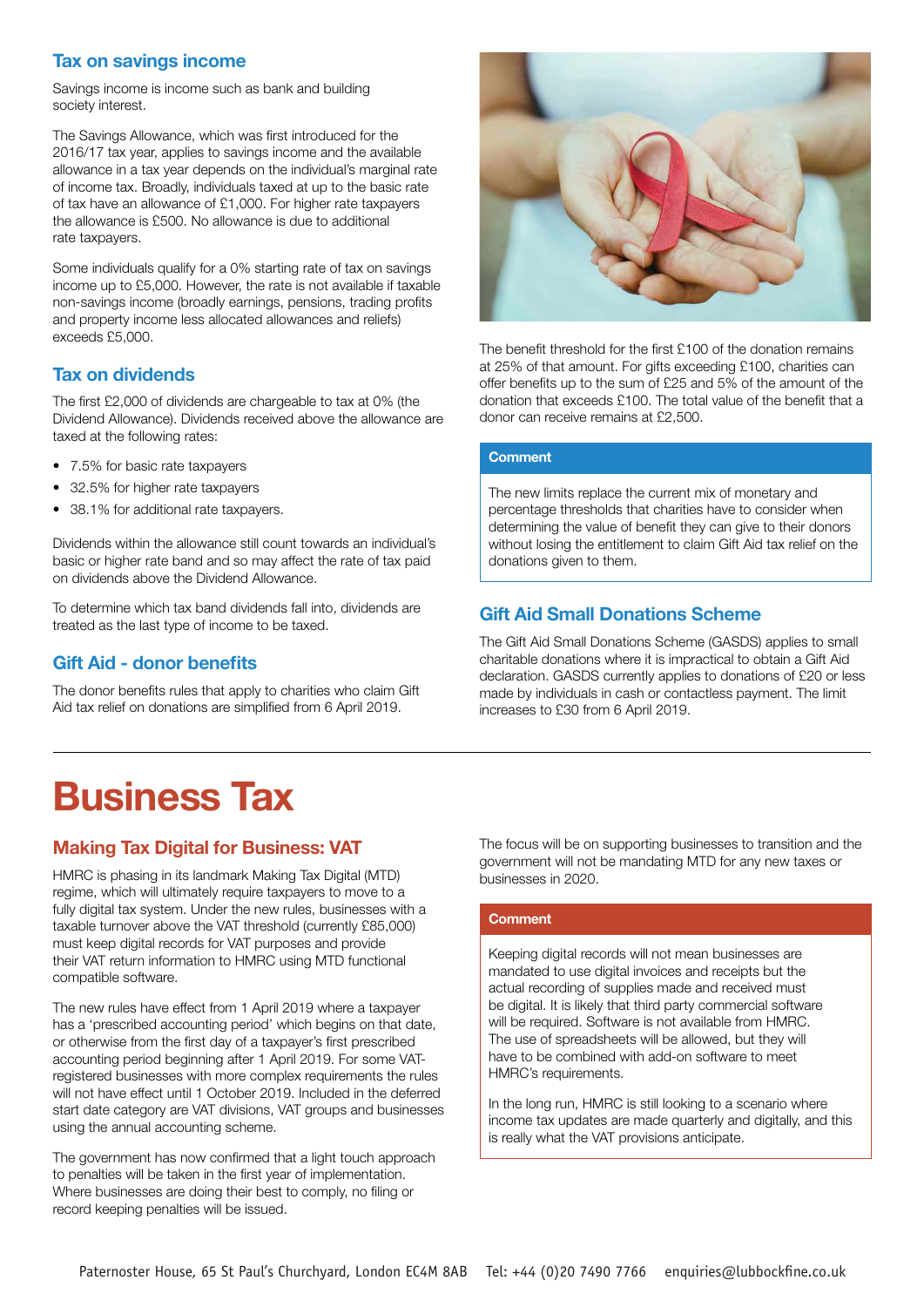### Tax on savings income

Savings income is income such as bank and building society interest.

The Savings Allowance, which was first introduced for the 2016/17 tax year, applies to savings income and the available allowance in a tax year depends on the individual's marginal rate of income tax. Broadly, individuals taxed at up to the basic rate of tax have an allowance of £1,000. For higher rate taxpayers the allowance is £500. No allowance is due to additional rate taxpayers.

Some individuals qualify for a 0% starting rate of tax on savings income up to £5,000. However, the rate is not available if taxable non-savings income (broadly earnings, pensions, trading profits and property income less allocated allowances and reliefs) exceeds £5,000.

### Tax on dividends

The first £2,000 of dividends are chargeable to tax at 0% (the Dividend Allowance). Dividends received above the allowance are taxed at the following rates:

- 7.5% for basic rate taxpayers
- 32.5% for higher rate taxpayers
- 38.1% for additional rate taxpayers.

Dividends within the allowance still count towards an individual's basic or higher rate band and so may affect the rate of tax paid on dividends above the Dividend Allowance.

To determine which tax band dividends fall into, dividends are treated as the last type of income to be taxed.

### Gift Aid - donor benefits

The donor benefits rules that apply to charities who claim Gift Aid tax relief on donations are simplified from 6 April 2019.

The benefit threshold for the first £100 of the donation remains at 25% of that amount. For gifts exceeding £100, charities can offer benefits up to the sum of £25 and 5% of the amount of the donation that exceeds £100. The total value of the benefit that a donor can receive remains at £2,500.

**Comment**

The new limits replace the current mix of monetary and percentage thresholds that charities have to consider when determining the value of benefit they can give to their donors without losing the entitlement to claim Gift Aid tax relief on the donations given to them.

### Gift Aid Small Donations Scheme

The Gift Aid Small Donations Scheme (GASDS) applies to small charitable donations where it is impractical to obtain a Gift Aid declaration. GASDS currently applies to donations of £20 or less made by individuals in cash or contactless payment. The limit increases to £30 from 6 April 2019.

# Business Tax

### Making Tax Digital for Business: VAT

HMRC is phasing in its landmark Making Tax Digital (MTD) regime, which will ultimately require taxpayers to move to a fully digital tax system. Under the new rules, businesses with a taxable turnover above the VAT threshold (currently £85,000) must keep digital records for VAT purposes and provide their VAT return information to HMRC using MTD functional compatible software.

The new rules have effect from 1 April 2019 where a taxpayer has a 'prescribed accounting period' which begins on that date, or otherwise from the first day of a taxpayer's first prescribed accounting period beginning after 1 April 2019. For some VAT-registered businesses with more complex requirements the rules will not have effect until 1 October 2019. Included in the deferred start date category are VAT divisions, VAT groups and businesses using the annual accounting scheme.

The government has now confirmed that a light touch approach to penalties will be taken in the first year of implementation. Where businesses are doing their best to comply, no filing or record keeping penalties will be issued.

The focus will be on supporting businesses to transition and the government will not be mandating MTD for any new taxes or businesses in 2020.

**Comment**

Keeping digital records will not mean businesses are mandated to use digital invoices and receipts but the actual recording of supplies made and received must be digital. It is likely that third party commercial software will be required. Software is not available from HMRC. The use of spreadsheets will be allowed, but they will have to be combined with add-on software to meet HMRC's requirements.

In the long run, HMRC is still looking to a scenario where income tax updates are made quarterly and digitally, and this is really what the VAT provisions anticipate.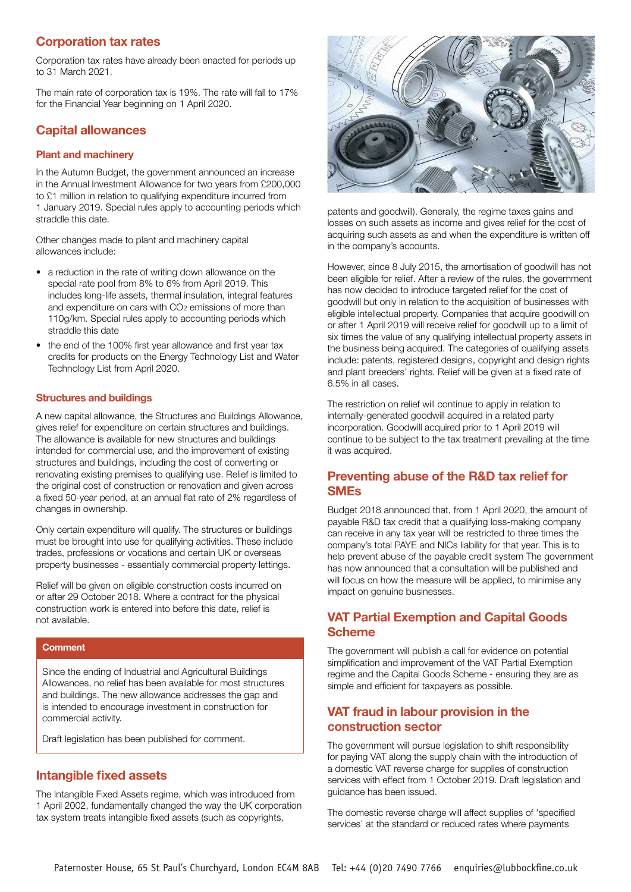## Corporation tax rates

Corporation tax rates have already been enacted for periods up to 31 March 2021.

The main rate of corporation tax is 19%. The rate will fall to 17% for the Financial Year beginning on 1 April 2020.

## Capital allowances

### Plant and machinery

In the Autumn Budget, the government announced an increase in the Annual Investment Allowance for two years from £200,000 to £1 million in relation to qualifying expenditure incurred from 1 January 2019. Special rules apply to accounting periods which straddle this date.

Other changes made to plant and machinery capital allowances include:

- a reduction in the rate of writing down allowance on the special rate pool from 8% to 6% from April 2019. This includes long-life assets, thermal insulation, integral features and expenditure on cars with $CO_2$ emissions of more than 110g/km. Special rules apply to accounting periods which straddle this date
- the end of the 100% first year allowance and first year tax credits for products on the Energy Technology List and Water Technology List from April 2020.

### Structures and buildings

A new capital allowance, the Structures and Buildings Allowance, gives relief for expenditure on certain structures and buildings. The allowance is available for new structures and buildings intended for commercial use, and the improvement of existing structures and buildings, including the cost of converting or renovating existing premises to qualifying use. Relief is limited to the original cost of construction or renovation and given across a fixed 50-year period, at an annual flat rate of 2% regardless of changes in ownership.

Only certain expenditure will qualify. The structures or buildings must be brought into use for qualifying activities. These include trades, professions or vocations and certain UK or overseas property businesses - essentially commercial property lettings.

Relief will be given on eligible construction costs incurred on or after 29 October 2018. Where a contract for the physical construction work is entered into before this date, relief is not available.

**Comment**

Since the ending of Industrial and Agricultural Buildings Allowances, no relief has been available for most structures and buildings. The new allowance addresses the gap and is intended to encourage investment in construction for commercial activity.

Draft legislation has been published for comment.

## Intangible fixed assets

The Intangible Fixed Assets regime, which was introduced from 1 April 2002, fundamentally changed the way the UK corporation tax system treats intangible fixed assets (such as copyrights, patents and goodwill). Generally, the regime taxes gains and losses on such assets as income and gives relief for the cost of acquiring such assets as and when the expenditure is written off in the company's accounts.

However, since 8 July 2015, the amortisation of goodwill has not been eligible for relief. After a review of the rules, the government has now decided to introduce targeted relief for the cost of goodwill but only in relation to the acquisition of businesses with eligible intellectual property. Companies that acquire goodwill on or after 1 April 2019 will receive relief for goodwill up to a limit of six times the value of any qualifying intellectual property assets in the business being acquired. The categories of qualifying assets include: patents, registered designs, copyright and design rights and plant breeders' rights. Relief will be given at a fixed rate of 6.5% in all cases.

The restriction on relief will continue to apply in relation to internally-generated goodwill acquired in a related party incorporation. Goodwill acquired prior to 1 April 2019 will continue to be subject to the tax treatment prevailing at the time it was acquired.

## Preventing abuse of the R&D tax relief for SMEs

Budget 2018 announced that, from 1 April 2020, the amount of payable R&D tax credit that a qualifying loss-making company can receive in any tax year will be restricted to three times the company's total PAYE and NICs liability for that year. This is to help prevent abuse of the payable credit system The government has now announced that a consultation will be published and will focus on how the measure will be applied, to minimise any impact on genuine businesses.

## VAT Partial Exemption and Capital Goods Scheme

The government will publish a call for evidence on potential simplification and improvement of the VAT Partial Exemption regime and the Capital Goods Scheme - ensuring they are as simple and efficient for taxpayers as possible.

## VAT fraud in labour provision in the construction sector

The government will pursue legislation to shift responsibility for paying VAT along the supply chain with the introduction of a domestic VAT reverse charge for supplies of construction services with effect from 1 October 2019. Draft legislation and guidance has been issued.

The domestic reverse charge will affect supplies of 'specified services' at the standard or reduced rates where payments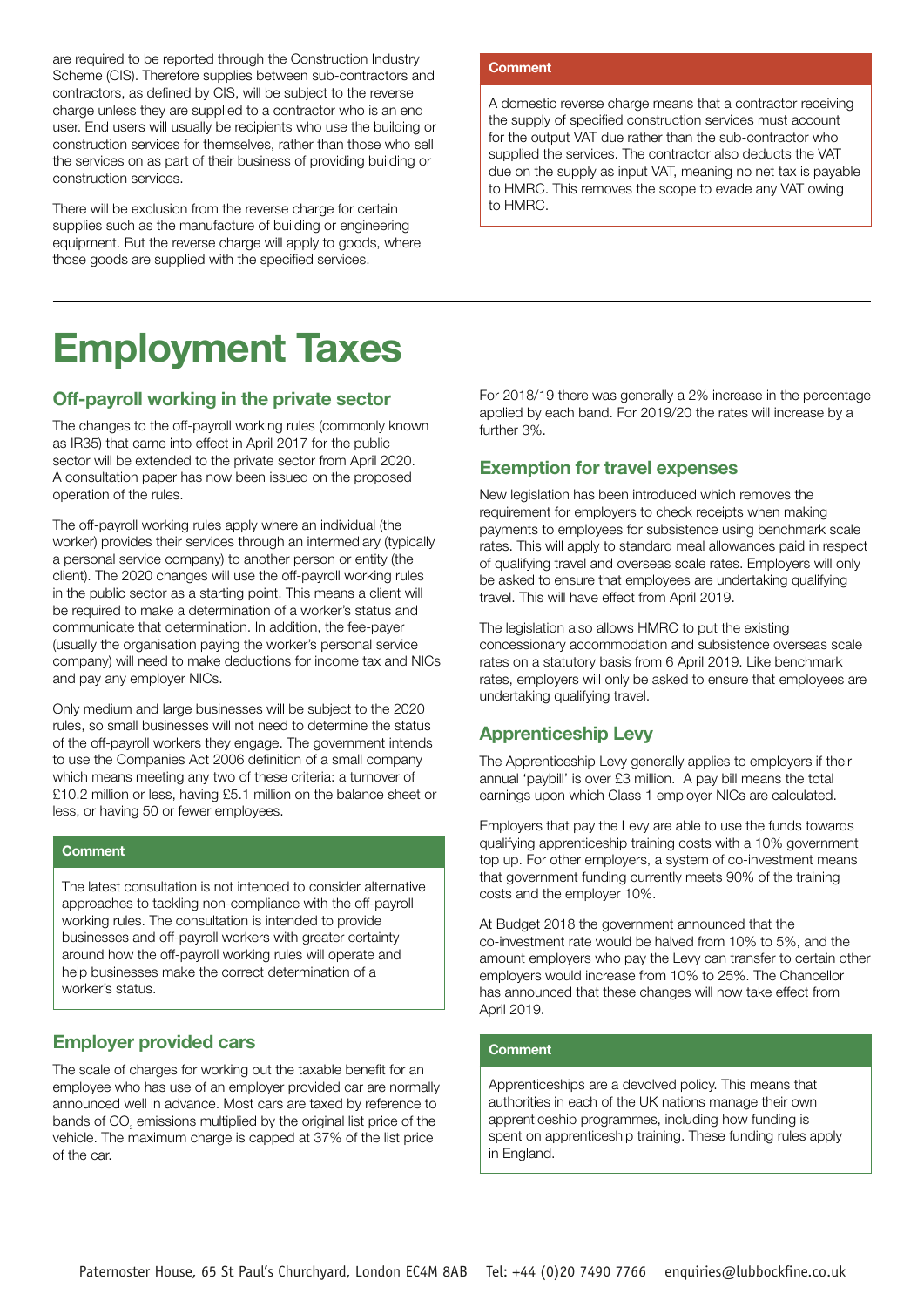are required to be reported through the Construction Industry Scheme (CIS). Therefore supplies between sub-contractors and contractors, as defined by CIS, will be subject to the reverse charge unless they are supplied to a contractor who is an end user. End users will usually be recipients who use the building or construction services for themselves, rather than those who sell the services on as part of their business of providing building or construction services.

There will be exclusion from the reverse charge for certain supplies such as the manufacture of building or engineering equipment. But the reverse charge will apply to goods, where those goods are supplied with the specified services.

**Comment**

A domestic reverse charge means that a contractor receiving the supply of specified construction services must account for the output VAT due rather than the sub-contractor who supplied the services. The contractor also deducts the VAT due on the supply as input VAT, meaning no net tax is payable to HMRC. This removes the scope to evade any VAT owing to HMRC.

# Employment Taxes

## Off-payroll working in the private sector

The changes to the off-payroll working rules (commonly known as IR35) that came into effect in April 2017 for the public sector will be extended to the private sector from April 2020. A consultation paper has now been issued on the proposed operation of the rules.

The off-payroll working rules apply where an individual (the worker) provides their services through an intermediary (typically a personal service company) to another person or entity (the client). The 2020 changes will use the off-payroll working rules in the public sector as a starting point. This means a client will be required to make a determination of a worker's status and communicate that determination. In addition, the fee-payer (usually the organisation paying the worker's personal service company) will need to make deductions for income tax and NICs and pay any employer NICs.

Only medium and large businesses will be subject to the 2020 rules, so small businesses will not need to determine the status of the off-payroll workers they engage. The government intends to use the Companies Act 2006 definition of a small company which means meeting any two of these criteria: a turnover of £10.2 million or less, having £5.1 million on the balance sheet or less, or having 50 or fewer employees.

**Comment**

The latest consultation is not intended to consider alternative approaches to tackling non-compliance with the off-payroll working rules. The consultation is intended to provide businesses and off-payroll workers with greater certainty around how the off-payroll working rules will operate and help businesses make the correct determination of a worker's status.

## Employer provided cars

The scale of charges for working out the taxable benefit for an employee who has use of an employer provided car are normally announced well in advance. Most cars are taxed by reference to bands of $CO_2$ emissions multiplied by the original list price of the vehicle. The maximum charge is capped at 37% of the list price of the car.

For 2018/19 there was generally a 2% increase in the percentage applied by each band. For 2019/20 the rates will increase by a further 3%.

## Exemption for travel expenses

New legislation has been introduced which removes the requirement for employers to check receipts when making payments to employees for subsistence using benchmark scale rates. This will apply to standard meal allowances paid in respect of qualifying travel and overseas scale rates. Employers will only be asked to ensure that employees are undertaking qualifying travel. This will have effect from April 2019.

The legislation also allows HMRC to put the existing concessionary accommodation and subsistence overseas scale rates on a statutory basis from 6 April 2019. Like benchmark rates, employers will only be asked to ensure that employees are undertaking qualifying travel.

## Apprenticeship Levy

The Apprenticeship Levy generally applies to employers if their annual 'paybill' is over £3 million. A pay bill means the total earnings upon which Class 1 employer NICs are calculated.

Employers that pay the Levy are able to use the funds towards qualifying apprenticeship training costs with a 10% government top up. For other employers, a system of co-investment means that government funding currently meets 90% of the training costs and the employer 10%.

At Budget 2018 the government announced that the co-investment rate would be halved from 10% to 5%, and the amount employers who pay the Levy can transfer to certain other employers would increase from 10% to 25%. The Chancellor has announced that these changes will now take effect from April 2019.

**Comment**

Apprenticeships are a devolved policy. This means that authorities in each of the UK nations manage their own apprenticeship programmes, including how funding is spent on apprenticeship training. These funding rules apply in England.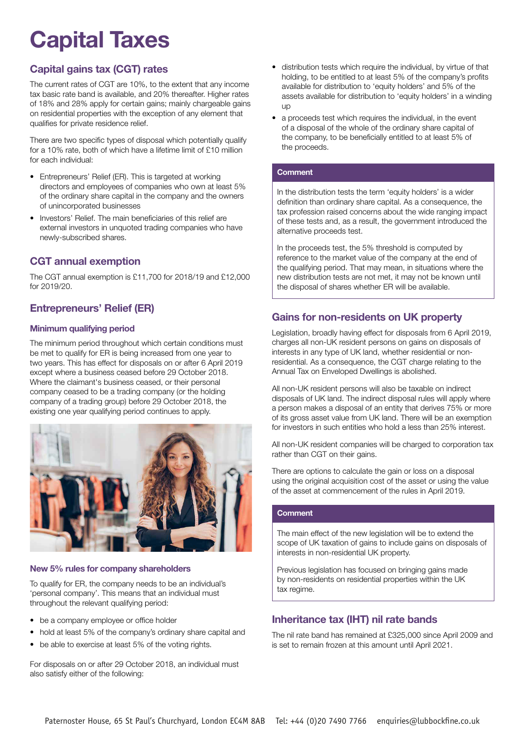# Capital Taxes

## Capital gains tax (CGT) rates

The current rates of CGT are 10%, to the extent that any income tax basic rate band is available, and 20% thereafter. Higher rates of 18% and 28% apply for certain gains; mainly chargeable gains on residential properties with the exception of any element that qualifies for private residence relief.

There are two specific types of disposal which potentially qualify for a 10% rate, both of which have a lifetime limit of £10 million for each individual:

- Entrepreneurs' Relief (ER). This is targeted at working directors and employees of companies who own at least 5% of the ordinary share capital in the company and the owners of unincorporated businesses
- Investors' Relief. The main beneficiaries of this relief are external investors in unquoted trading companies who have newly-subscribed shares.

## CGT annual exemption

The CGT annual exemption is £11,700 for 2018/19 and £12,000 for 2019/20.

## Entrepreneurs' Relief (ER)

### Minimum qualifying period

The minimum period throughout which certain conditions must be met to qualify for ER is being increased from one year to two years. This has effect for disposals on or after 6 April 2019 except where a business ceased before 29 October 2018. Where the claimant's business ceased, or their personal company ceased to be a trading company (or the holding company of a trading group) before 29 October 2018, the existing one year qualifying period continues to apply.

### New 5% rules for company shareholders

To qualify for ER, the company needs to be an individual's 'personal company'. This means that an individual must throughout the relevant qualifying period:

- be a company employee or office holder
- hold at least 5% of the company's ordinary share capital and
- be able to exercise at least 5% of the voting rights.

For disposals on or after 29 October 2018, an individual must also satisfy either of the following:

- distribution tests which require the individual, by virtue of that holding, to be entitled to at least 5% of the company's profits available for distribution to 'equity holders' and 5% of the assets available for distribution to 'equity holders' in a winding up
- a proceeds test which requires the individual, in the event of a disposal of the whole of the ordinary share capital of the company, to be beneficially entitled to at least 5% of the proceeds.

**Comment**

In the distribution tests the term 'equity holders' is a wider definition than ordinary share capital. As a consequence, the tax profession raised concerns about the wide ranging impact of these tests and, as a result, the government introduced the alternative proceeds test.

In the proceeds test, the 5% threshold is computed by reference to the market value of the company at the end of the qualifying period. That may mean, in situations where the new distribution tests are not met, it may not be known until the disposal of shares whether ER will be available.

## Gains for non-residents on UK property

Legislation, broadly having effect for disposals from 6 April 2019, charges all non-UK resident persons on gains on disposals of interests in any type of UK land, whether residential or non-residential. As a consequence, the CGT charge relating to the Annual Tax on Enveloped Dwellings is abolished.

All non-UK resident persons will also be taxable on indirect disposals of UK land. The indirect disposal rules will apply where a person makes a disposal of an entity that derives 75% or more of its gross asset value from UK land. There will be an exemption for investors in such entities who hold a less than 25% interest.

All non-UK resident companies will be charged to corporation tax rather than CGT on their gains.

There are options to calculate the gain or loss on a disposal using the original acquisition cost of the asset or using the value of the asset at commencement of the rules in April 2019.

**Comment**

The main effect of the new legislation will be to extend the scope of UK taxation of gains to include gains on disposals of interests in non-residential UK property.

Previous legislation has focused on bringing gains made by non-residents on residential properties within the UK tax regime.

## Inheritance tax (IHT) nil rate bands

The nil rate band has remained at £325,000 since April 2009 and is set to remain frozen at this amount until April 2021.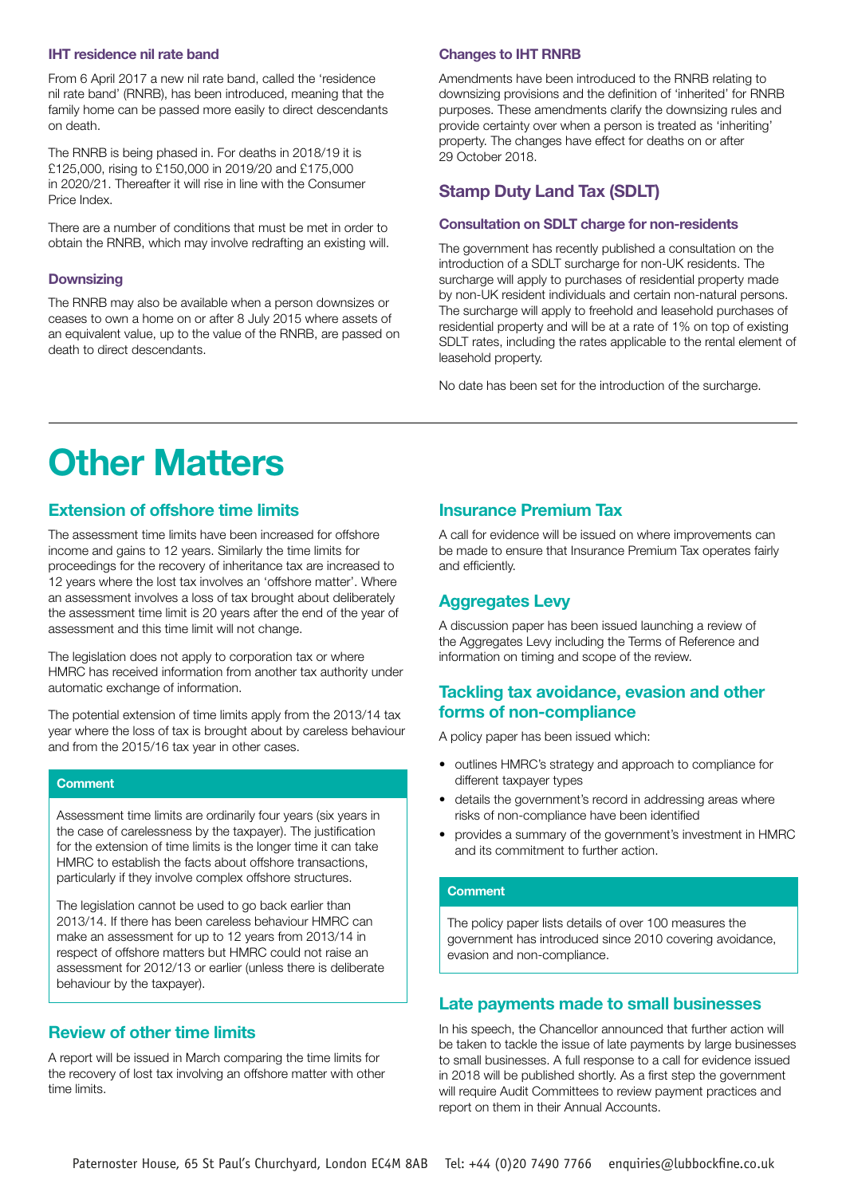### IHT residence nil rate band

From 6 April 2017 a new nil rate band, called the 'residence nil rate band' (RNRB), has been introduced, meaning that the family home can be passed more easily to direct descendants on death.

The RNRB is being phased in. For deaths in 2018/19 it is £125,000, rising to £150,000 in 2019/20 and £175,000 in 2020/21. Thereafter it will rise in line with the Consumer Price Index.

There are a number of conditions that must be met in order to obtain the RNRB, which may involve redrafting an existing will.

### Downsizing

The RNRB may also be available when a person downsizes or ceases to own a home on or after 8 July 2015 where assets of an equivalent value, up to the value of the RNRB, are passed on death to direct descendants.

### Changes to IHT RNRB

Amendments have been introduced to the RNRB relating to downsizing provisions and the definition of 'inherited' for RNRB purposes. These amendments clarify the downsizing rules and provide certainty over when a person is treated as 'inheriting' property. The changes have effect for deaths on or after 29 October 2018.

## Stamp Duty Land Tax (SDLT)

### Consultation on SDLT charge for non-residents

The government has recently published a consultation on the introduction of a SDLT surcharge for non-UK residents. The surcharge will apply to purchases of residential property made by non-UK resident individuals and certain non-natural persons. The surcharge will apply to freehold and leasehold purchases of residential property and will be at a rate of 1% on top of existing SDLT rates, including the rates applicable to the rental element of leasehold property.

No date has been set for the introduction of the surcharge.

# Other Matters

## Extension of offshore time limits

The assessment time limits have been increased for offshore income and gains to 12 years. Similarly the time limits for proceedings for the recovery of inheritance tax are increased to 12 years where the lost tax involves an 'offshore matter'. Where an assessment involves a loss of tax brought about deliberately the assessment time limit is 20 years after the end of the year of assessment and this time limit will not change.

The legislation does not apply to corporation tax or where HMRC has received information from another tax authority under automatic exchange of information.

The potential extension of time limits apply from the 2013/14 tax year where the loss of tax is brought about by careless behaviour and from the 2015/16 tax year in other cases.

**Comment**

Assessment time limits are ordinarily four years (six years in the case of carelessness by the taxpayer). The justification for the extension of time limits is the longer time it can take HMRC to establish the facts about offshore transactions, particularly if they involve complex offshore structures.

The legislation cannot be used to go back earlier than 2013/14. If there has been careless behaviour HMRC can make an assessment for up to 12 years from 2013/14 in respect of offshore matters but HMRC could not raise an assessment for 2012/13 or earlier (unless there is deliberate behaviour by the taxpayer).

## Review of other time limits

A report will be issued in March comparing the time limits for the recovery of lost tax involving an offshore matter with other time limits.

## Insurance Premium Tax

A call for evidence will be issued on where improvements can be made to ensure that Insurance Premium Tax operates fairly and efficiently.

## Aggregates Levy

A discussion paper has been issued launching a review of the Aggregates Levy including the Terms of Reference and information on timing and scope of the review.

## Tackling tax avoidance, evasion and other forms of non-compliance

A policy paper has been issued which:

- outlines HMRC's strategy and approach to compliance for different taxpayer types
- details the government's record in addressing areas where risks of non-compliance have been identified
- provides a summary of the government's investment in HMRC and its commitment to further action.

**Comment**

The policy paper lists details of over 100 measures the government has introduced since 2010 covering avoidance, evasion and non-compliance.

## Late payments made to small businesses

In his speech, the Chancellor announced that further action will be taken to tackle the issue of late payments by large businesses to small businesses. A full response to a call for evidence issued in 2018 will be published shortly. As a first step the government will require Audit Committees to review payment practices and report on them in their Annual Accounts.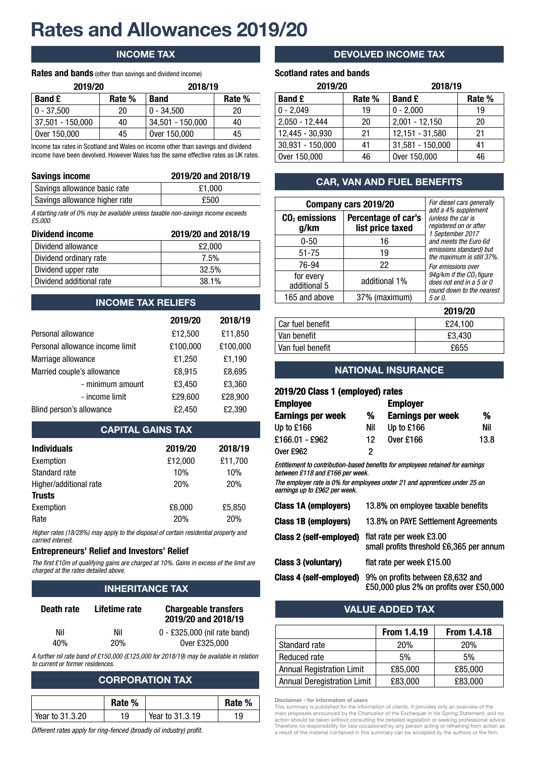# Rates and Allowances 2019/20

## INCOME TAX

**Rates and bands** (other than savings and dividend income)

| 2019/20 | | 2018/19 | |
|---|---|---|---|
| **Band £** | **Rate %** | **Band** | **Rate %** |
| 0 - 37,500 | 20 | 0 - 34,500 | 20 |
| 37,501 - 150,000 | 40 | 34,501 - 150,000 | 40 |
| Over 150,000 | 45 | Over 150,000 | 45 |

Income tax rates in Scotland and Wales on income other than savings and dividend income have been devolved. However Wales has the same effective rates as UK rates.

| **Savings income** | **2019/20 and 2018/19** |
|---|---|
| Savings allowance basic rate | £1,000 |
| Savings allowance higher rate | £500 |

*A starting rate of 0% may be available unless taxable non-savings income exceeds £5,000.*

| **Dividend income** | **2019/20 and 2018/19** |
|---|---|
| Dividend allowance | £2,000 |
| Dividend ordinary rate | 7.5% |
| Dividend upper rate | 32.5% |
| Dividend additional rate | 38.1% |

## INCOME TAX RELIEFS

| | 2019/20 | 2018/19 |
|---|---|---|
| Personal allowance | £12,500 | £11,850 |
| Personal allowance income limit | £100,000 | £100,000 |
| Marriage allowance | £1,250 | £1,190 |
| Married couple's allowance | £8,915 | £8,695 |
| - minimum amount | £3,450 | £3,360 |
| - income limit | £29,600 | £28,900 |
| Blind person's allowance | £2,450 | £2,390 |

## CAPITAL GAINS TAX

| **Individuals** | **2019/20** | **2018/19** |
|---|---|---|
| Exemption | £12,000 | £11,700 |
| Standard rate | 10% | 10% |
| Higher/additional rate | 20% | 20% |
| **Trusts** | | |
| Exemption | £6,000 | £5,850 |
| Rate | 20% | 20% |

*Higher rates (18/28%) may apply to the disposal of certain residential property and carried interest.*

### Entrepreneurs' Relief and Investors' Relief

*The first £10m of qualifying gains are charged at 10%. Gains in excess of the limit are charged at the rates detailed above.*

## INHERITANCE TAX

| Death rate | Lifetime rate | Chargeable transfers 2019/20 and 2018/19 |
|---|---|---|
| Nil | Nil | 0 - £325,000 (nil rate band) |
| 40% | 20% | Over £325,000 |

*A further nil rate band of £150,000 (£125,000 for 2018/19) may be available in relation to current or former residences.*

## CORPORATION TAX

| | Rate % | | Rate % |
|---|---|---|---|
| Year to 31.3.20 | 19 | Year to 31.3.19 | 19 |

*Different rates apply for ring-fenced (broadly oil industry) profit.*

## DEVOLVED INCOME TAX

**Scotland rates and bands**

| 2019/20 | | 2018/19 | |
|---|---|---|---|
| **Band £** | **Rate %** | **Band £** | **Rate %** |
| 0 - 2,049 | 19 | 0 - 2,000 | 19 |
| 2,050 - 12,444 | 20 | 2,001 - 12,150 | 20 |
| 12,445 - 30,930 | 21 | 12,151 - 31,580 | 21 |
| 30,931 - 150,000 | 41 | 31,581 - 150,000 | 41 |
| Over 150,000 | 46 | Over 150,000 | 46 |

## CAR, VAN AND FUEL BENEFITS

| Company cars 2019/20 | |
|---|---|
| **$CO_2$ emissions g/km** | **Percentage of car's list price taxed** |
| 0-50 | 16 |
| 51-75 | 19 |
| 76-94 | 22 |
| for every additional 5 | additional 1% |
| 165 and above | 37% (maximum) |

*For diesel cars generally add a 4% supplement (unless the car is registered on or after 1 September 2017 and meets the Euro 6d emissions standard) but the maximum is still 37%.*

*For emissions over 94g/km if the $CO_2$ figure does not end in a 5 or 0 round down to the nearest 5 or 0.*

| | 2019/20 |
|---|---|
| Car fuel benefit | £24,100 |
| Van benefit | £3,430 |
| Van fuel benefit | £655 |

## NATIONAL INSURANCE

### 2019/20 Class 1 (employed) rates

| **Employee** | | **Employer** | |
|---|---|---|---|
| **Earnings per week** | **%** | **Earnings per week** | **%** |
| Up to £166 | Nil | Up to £166 | Nil |
| £166.01 - £962 | 12 | Over £166 | 13.8 |
| Over £962 | 2 | | |

*Entitlement to contribution-based benefits for employees retained for earnings between £118 and £166 per week.*

*The employer rate is 0% for employees under 21 and apprentices under 25 on earnings up to £962 per week.*

| | |
|---|---|
| **Class 1A (employers)** | 13.8% on employee taxable benefits |
| **Class 1B (employers)** | 13.8% on PAYE Settlement Agreements |
| **Class 2 (self-employed)** | flat rate per week £3.00<br>small profits threshold £6,365 per annum |
| **Class 3 (voluntary)** | flat rate per week £15.00 |
| **Class 4 (self-employed)** | 9% on profits between £8,632 and £50,000 plus 2% on profits over £50,000 |

## VALUE ADDED TAX

| | From 1.4.19 | From 1.4.18 |
|---|---|---|
| Standard rate | 20% | 20% |
| Reduced rate | 5% | 5% |
| Annual Registration Limit | £85,000 | £85,000 |
| Annual Deregistration Limit | £83,000 | £83,000 |

**Disclaimer - for information of users**
This summary is published for the information of clients. It provides only an overview of the main proposals announced by the Chancellor of the Exchequer in his Spring Statement, and no action should be taken without consulting the detailed legislation or seeking professional advice. Therefore no responsibility for loss occasioned by any person acting or refraining from action as a result of the material contained in this summary can be accepted by the authors or the firm.